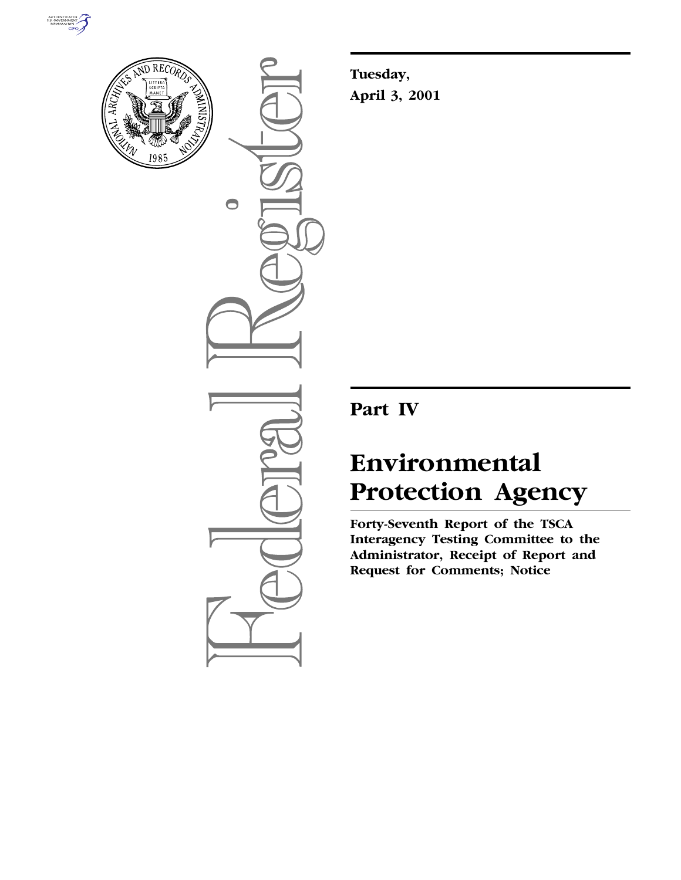Tuesday,

April 3, 2001

# Part IV

# Environmental Protection Agency

**Forty-Seventh Report of the TSCA Interagency Testing Committee to the Administrator, Receipt of Report and Request for Comments; Notice**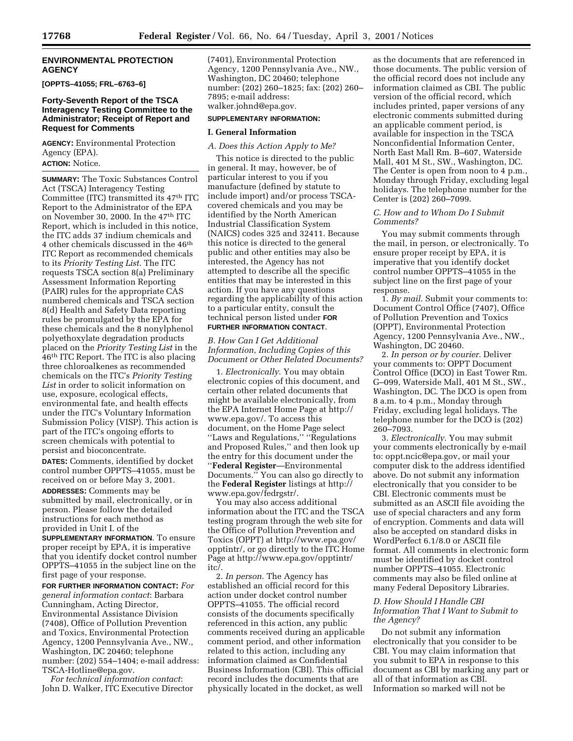## ENVIRONMENTAL PROTECTION AGENCY

**[OPPTS–41055; FRL–6763–6]**

### Forty-Seventh Report of the TSCA Interagency Testing Committee to the Administrator; Receipt of Report and Request for Comments

**AGENCY:** Environmental Protection Agency (EPA).

**ACTION:** Notice.

**SUMMARY:** The Toxic Substances Control Act (TSCA) Interagency Testing Committee (ITC) transmitted its 47th ITC Report to the Administrator of the EPA on November 30, 2000. In the 47th ITC Report, which is included in this notice, the ITC adds 37 indium chemicals and 4 other chemicals discussed in the 46th ITC Report as recommended chemicals to its *Priority Testing List*. The ITC requests TSCA section 8(a) Preliminary Assessment Information Reporting (PAIR) rules for the appropriate CAS numbered chemicals and TSCA section 8(d) Health and Safety Data reporting rules be promulgated by the EPA for these chemicals and the 8 nonylphenol polyethoxylate degradation products placed on the *Priority Testing List* in the 46th ITC Report. The ITC is also placing three chloroalkenes as recommended chemicals on the ITC's *Priority Testing List* in order to solicit information on use, exposure, ecological effects, environmental fate, and health effects under the ITC's Voluntary Information Submission Policy (VISP). This action is part of the ITC's ongoing efforts to screen chemicals with potential to persist and bioconcentrate.

**DATES:** Comments, identified by docket control number OPPTS–41055, must be received on or before May 3, 2001.

**ADDRESSES:** Comments may be submitted by mail, electronically, or in person. Please follow the detailed instructions for each method as provided in Unit I. of the **SUPPLEMENTARY INFORMATION**. To ensure proper receipt by EPA, it is imperative that you identify docket control number OPPTS–41055 in the subject line on the first page of your response.

**FOR FURTHER INFORMATION CONTACT:** *For general information contact*: Barbara Cunningham, Acting Director, Environmental Assistance Division (7408), Office of Pollution Prevention and Toxics, Environmental Protection Agency, 1200 Pennsylvania Ave., NW., Washington, DC 20460; telephone number: (202) 554–1404; e-mail address: TSCA-Hotline@epa.gov.

*For technical information contact*: John D. Walker, ITC Executive Director (7401), Environmental Protection Agency, 1200 Pennsylvania Ave., NW., Washington, DC 20460; telephone number: (202) 260–1825; fax: (202) 260–7895; e-mail address: walker.johnd@epa.gov.

**SUPPLEMENTARY INFORMATION:**

#### I. General Information

*A. Does this Action Apply to Me?*

This notice is directed to the public in general. It may, however, be of particular interest to you if you manufacture (defined by statute to include import) and/or process TSCA-covered chemicals and you may be identified by the North American Industrial Classification System (NAICS) codes 325 and 32411. Because this notice is directed to the general public and other entities may also be interested, the Agency has not attempted to describe all the specific entities that may be interested in this action. If you have any questions regarding the applicability of this action to a particular entity, consult the technical person listed under **FOR FURTHER INFORMATION CONTACT**.

*B. How Can I Get Additional Information, Including Copies of this Document or Other Related Documents?*

1. *Electronically*. You may obtain electronic copies of this document, and certain other related documents that might be available electronically, from the EPA Internet Home Page at http://www.epa.gov/. To access this document, on the Home Page select ''Laws and Regulations,'' ''Regulations and Proposed Rules,'' and then look up the entry for this document under the ''**Federal Register**—Environmental Documents.'' You can also go directly to the **Federal Register** listings at http://www.epa.gov/fedrgstr/.

You may also access additional information about the ITC and the TSCA testing program through the web site for the Office of Pollution Prevention and Toxics (OPPT) at http://www.epa.gov/opptintr/, or go directly to the ITC Home Page at http://www.epa.gov/opptintr/itc/.

2. *In person*. The Agency has established an official record for this action under docket control number OPPTS–41055. The official record consists of the documents specifically referenced in this action, any public comments received during an applicable comment period, and other information related to this action, including any information claimed as Confidential Business Information (CBI). This official record includes the documents that are physically located in the docket, as well as the documents that are referenced in those documents. The public version of the official record does not include any information claimed as CBI. The public version of the official record, which includes printed, paper versions of any electronic comments submitted during an applicable comment period, is available for inspection in the TSCA Nonconfidential Information Center, North East Mall Rm. B–607, Waterside Mall, 401 M St., SW., Washington, DC. The Center is open from noon to 4 p.m., Monday through Friday, excluding legal holidays. The telephone number for the Center is (202) 260–7099.

*C. How and to Whom Do I Submit Comments?*

You may submit comments through the mail, in person, or electronically. To ensure proper receipt by EPA, it is imperative that you identify docket control number OPPTS–41055 in the subject line on the first page of your response.

1. *By mail*. Submit your comments to: Document Control Office (7407), Office of Pollution Prevention and Toxics (OPPT), Environmental Protection Agency, 1200 Pennsylvania Ave., NW., Washington, DC 20460.

2. *In person or by courier*. Deliver your comments to: OPPT Document Control Office (DCO) in East Tower Rm. G–099, Waterside Mall, 401 M St., SW., Washington, DC. The DCO is open from 8 a.m. to 4 p.m., Monday through Friday, excluding legal holidays. The telephone number for the DCO is (202) 260–7093.

3. *Electronically*. You may submit your comments electronically by e-mail to: oppt.ncic@epa.gov, or mail your computer disk to the address identified above. Do not submit any information electronically that you consider to be CBI. Electronic comments must be submitted as an ASCII file avoiding the use of special characters and any form of encryption. Comments and data will also be accepted on standard disks in WordPerfect 6.1/8.0 or ASCII file format. All comments in electronic form must be identified by docket control number OPPTS–41055. Electronic comments may also be filed online at many Federal Depository Libraries.

*D. How Should I Handle CBI Information That I Want to Submit to the Agency?*

Do not submit any information electronically that you consider to be CBI. You may claim information that you submit to EPA in response to this document as CBI by marking any part or all of that information as CBI. Information so marked will not be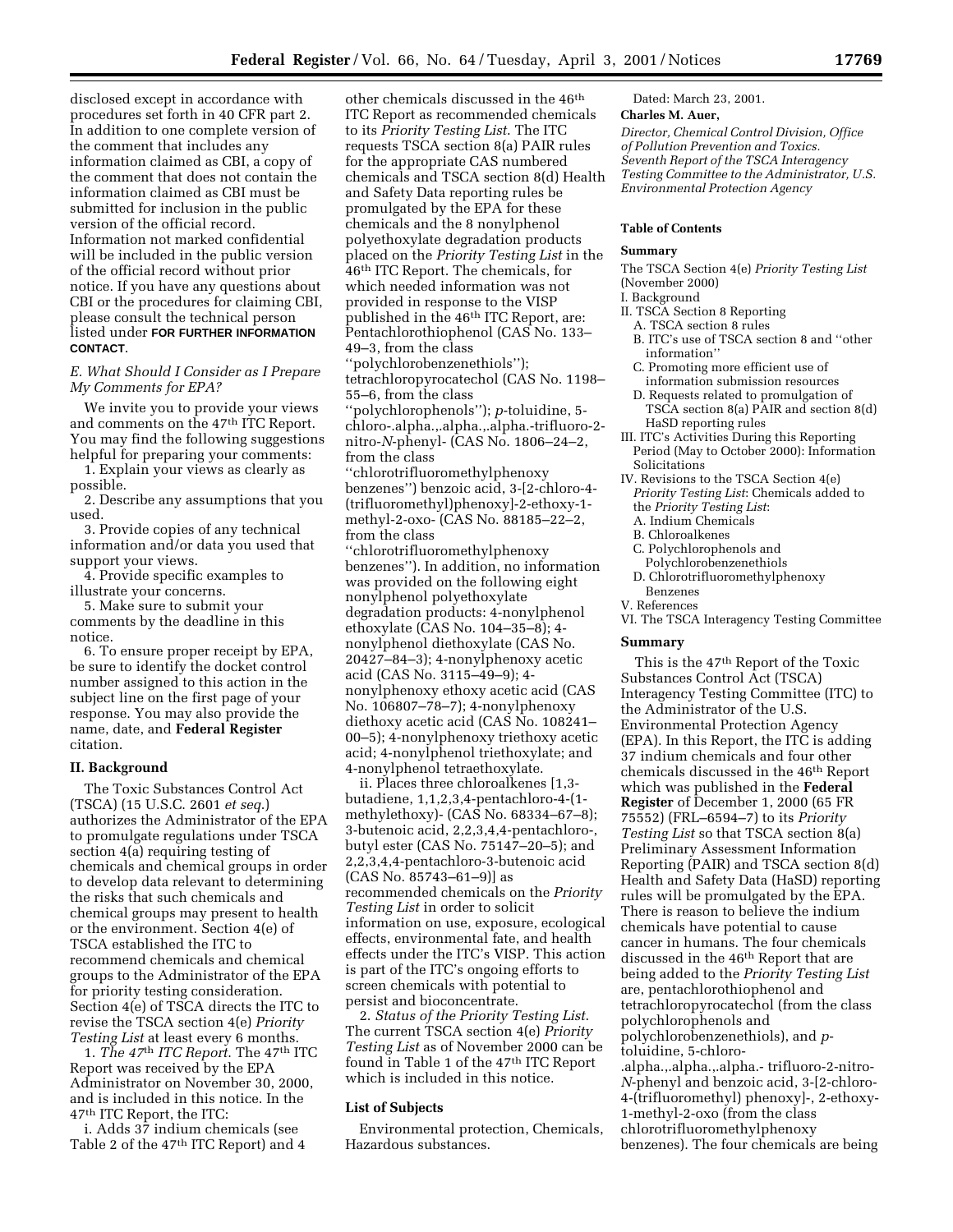disclosed except in accordance with procedures set forth in 40 CFR part 2. In addition to one complete version of the comment that includes any information claimed as CBI, a copy of the comment that does not contain the information claimed as CBI must be submitted for inclusion in the public version of the official record. Information not marked confidential will be included in the public version of the official record without prior notice. If you have any questions about CBI or the procedures for claiming CBI, please consult the technical person listed under **FOR FURTHER INFORMATION CONTACT**.

### *E. What Should I Consider as I Prepare My Comments for EPA?*

We invite you to provide your views and comments on the 47th ITC Report. You may find the following suggestions helpful for preparing your comments:

1. Explain your views as clearly as possible.
2. Describe any assumptions that you used.
3. Provide copies of any technical information and/or data you used that support your views.
4. Provide specific examples to illustrate your concerns.
5. Make sure to submit your comments by the deadline in this notice.
6. To ensure proper receipt by EPA, be sure to identify the docket control number assigned to this action in the subject line on the first page of your response. You may also provide the name, date, and **Federal Register** citation.

## II. Background

The Toxic Substances Control Act (TSCA) (15 U.S.C. 2601 *et seq.*) authorizes the Administrator of the EPA to promulgate regulations under TSCA section 4(a) requiring testing of chemicals and chemical groups in order to develop data relevant to determining the risks that such chemicals and chemical groups may present to health or the environment. Section 4(e) of TSCA established the ITC to recommend chemicals and chemical groups to the Administrator of the EPA for priority testing consideration. Section 4(e) of TSCA directs the ITC to revise the TSCA section 4(e) *Priority Testing List* at least every 6 months.

1. *The 47th ITC Report.* The 47th ITC Report was received by the EPA Administrator on November 30, 2000, and is included in this notice. In the 47th ITC Report, the ITC:

i. Adds 37 indium chemicals (see Table 2 of the 47th ITC Report) and 4 other chemicals discussed in the 46th ITC Report as recommended chemicals to its *Priority Testing List*. The ITC requests TSCA section 8(a) PAIR rules for the appropriate CAS numbered chemicals and TSCA section 8(d) Health and Safety Data reporting rules be promulgated by the EPA for these chemicals and the 8 nonylphenol polyethoxylate degradation products placed on the *Priority Testing List* in the 46th ITC Report. The chemicals, for which needed information was not provided in response to the VISP published in the 46th ITC Report, are: Pentachlorothiophenol (CAS No. 133–49–3, from the class ''polychlorobenzenethiols''); tetrachloropyrocatechol (CAS No. 1198–55–6, from the class ''polychlorophenols''); *p*-toluidine, 5-chloro-.alpha.,.alpha.,.alpha.-trifluoro-2-nitro-*N*-phenyl- (CAS No. 1806–24–2, from the class ''chlorotrifluoromethylphenoxy benzenes'') benzoic acid, 3-[2-chloro-4-(trifluoromethyl)phenoxy]-2-ethoxy-1-methyl-2-oxo- (CAS No. 88185–22–2, from the class ''chlorotrifluoromethylphenoxy benzenes''). In addition, no information was provided on the following eight nonylphenol polyethoxylate degradation products: 4-nonylphenol ethoxylate (CAS No. 104–35–8); 4-nonylphenol diethoxylate (CAS No. 20427–84–3); 4-nonylphenoxy acetic acid (CAS No. 3115–49–9); 4-nonylphenoxy ethoxy acetic acid (CAS No. 106807–78–7); 4-nonylphenoxy diethoxy acetic acid (CAS No. 108241–00–5); 4-nonylphenoxy triethoxy acetic acid; 4-nonylphenol triethoxylate; and 4-nonylphenol tetraethoxylate.

ii. Places three chloroalkenes [1,3-butadiene, 1,1,2,3,4-pentachloro-4-(1-methylethoxy)- (CAS No. 68334–67–8); 3-butenoic acid, 2,2,3,4,4-pentachloro-, butyl ester (CAS No. 75147–20–5); and 2,2,3,4,4-pentachloro-3-butenoic acid (CAS No. 85743–61–9)] as recommended chemicals on the *Priority Testing List* in order to solicit information on use, exposure, ecological effects, environmental fate, and health effects under the ITC's VISP. This action is part of the ITC's ongoing efforts to screen chemicals with potential to persist and bioconcentrate.

2. *Status of the Priority Testing List*. The current TSCA section 4(e) *Priority Testing List* as of November 2000 can be found in Table 1 of the 47th ITC Report which is included in this notice.

## List of Subjects

Environmental protection, Chemicals, Hazardous substances.

Dated: March 23, 2001.

**Charles M. Auer,**

*Director, Chemical Control Division, Office of Pollution Prevention and Toxics.*

*Seventh Report of the TSCA Interagency Testing Committee to the Administrator, U.S. Environmental Protection Agency*

## Table of Contents

**Summary**

The TSCA Section 4(e) *Priority Testing List* (November 2000)

I. Background

II. TSCA Section 8 Reporting
- A. TSCA section 8 rules
- B. ITC's use of TSCA section 8 and ''other information''
- C. Promoting more efficient use of information submission resources
- D. Requests related to promulgation of TSCA section 8(a) PAIR and section 8(d) HaSD reporting rules

III. ITC's Activities During this Reporting Period (May to October 2000): Information Solicitations

IV. Revisions to the TSCA Section 4(e) *Priority Testing List*: Chemicals added to the *Priority Testing List*:
- A. Indium Chemicals
- B. Chloroalkenes
- C. Polychlorophenols and Polychlorobenzenethiols
- D. Chlorotrifluoromethylphenoxy Benzenes

V. References

VI. The TSCA Interagency Testing Committee

## Summary

This is the 47th Report of the Toxic Substances Control Act (TSCA) Interagency Testing Committee (ITC) to the Administrator of the U.S. Environmental Protection Agency (EPA). In this Report, the ITC is adding 37 indium chemicals and four other chemicals discussed in the 46th Report which was published in the **Federal Register** of December 1, 2000 (65 FR 75552) (FRL–6594–7) to its *Priority Testing List* so that TSCA section 8(a) Preliminary Assessment Information Reporting (PAIR) and TSCA section 8(d) Health and Safety Data (HaSD) reporting rules will be promulgated by the EPA. There is reason to believe the indium chemicals have potential to cause cancer in humans. The four chemicals discussed in the 46th Report that are being added to the *Priority Testing List* are, pentachlorothiophenol and tetrachloropyrocatechol (from the class polychlorophenols and polychlorobenzenethiols), and *p*-toluidine, 5-chloro-.alpha.,.alpha.,.alpha.- trifluoro-2-nitro-*N*-phenyl and benzoic acid, 3-[2-chloro-4-(trifluoromethyl) phenoxy]-, 2-ethoxy-1-methyl-2-oxo (from the class chlorotrifluoromethylphenoxy benzenes). The four chemicals are being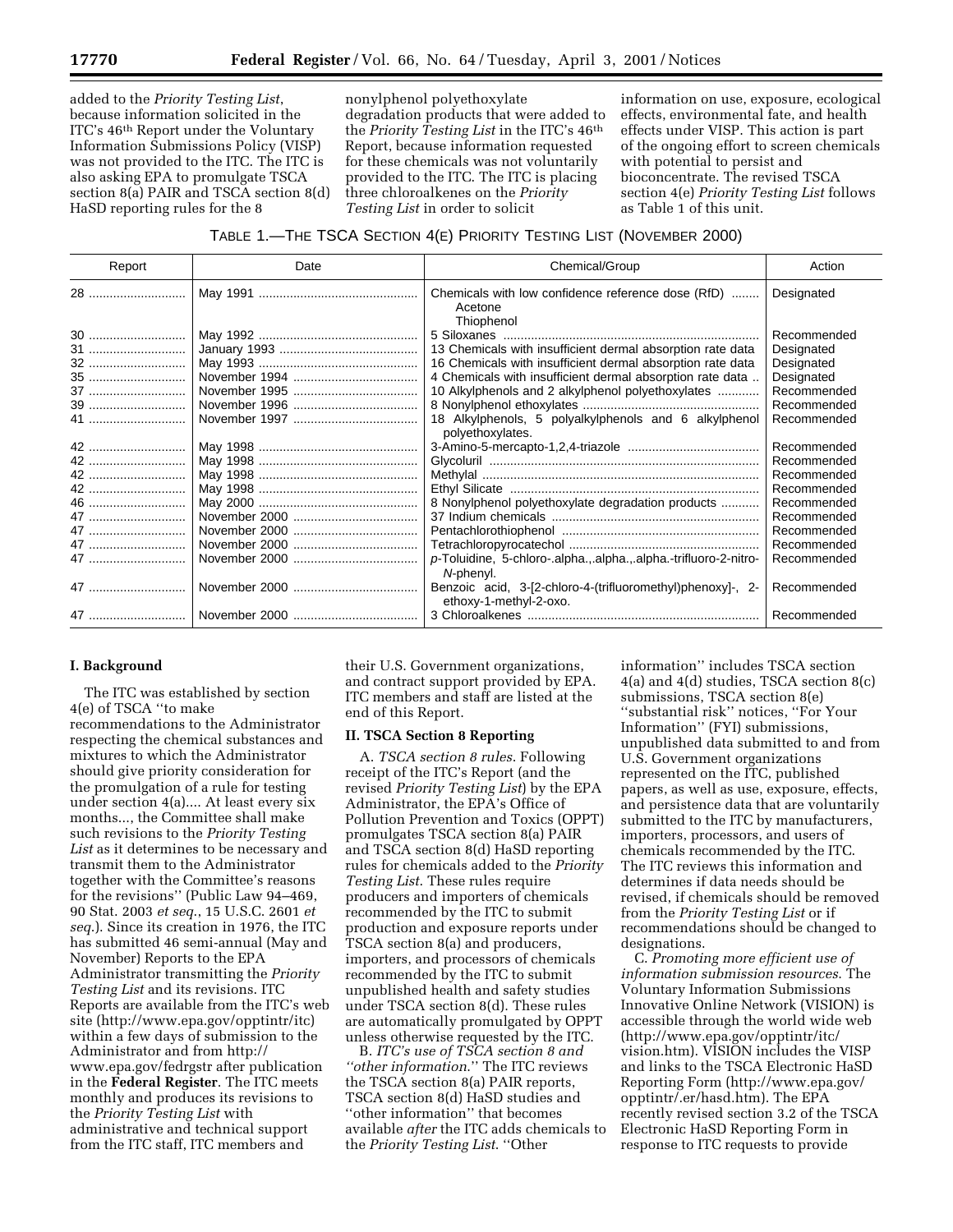added to the *Priority Testing List*, because information solicited in the ITC's 46th Report under the Voluntary Information Submissions Policy (VISP) was not provided to the ITC. The ITC is also asking EPA to promulgate TSCA section 8(a) PAIR and TSCA section 8(d) HaSD reporting rules for the 8 nonylphenol polyethoxylate degradation products that were added to the *Priority Testing List* in the ITC's 46th Report, because information requested for these chemicals was not voluntarily provided to the ITC. The ITC is placing three chloroalkenes on the *Priority Testing List* in order to solicit information on use, exposure, ecological effects, environmental fate, and health effects under VISP. This action is part of the ongoing effort to screen chemicals with potential to persist and bioconcentrate. The revised TSCA section 4(e) *Priority Testing List* follows as Table 1 of this unit.

TABLE 1.—THE TSCA SECTION 4(E) PRIORITY TESTING LIST (NOVEMBER 2000)

| Report | Date | Chemical/Group | Action |
|---|---|---|---|
| 28 | May 1991 | Chemicals with low confidence reference dose (RfD)<br>Acetone<br>Thiophenol | Designated |
| 30 | May 1992 | 5 Siloxanes | Recommended |
| 31 | January 1993 | 13 Chemicals with insufficient dermal absorption rate data | Designated |
| 32 | May 1993 | 16 Chemicals with insufficient dermal absorption rate data | Designated |
| 35 | November 1994 | 4 Chemicals with insufficient dermal absorption rate data | Designated |
| 37 | November 1995 | 10 Alkylphenols and 2 alkylphenol polyethoxylates | Recommended |
| 39 | November 1996 | 8 Nonylphenol ethoxylates | Recommended |
| 41 | November 1997 | 18 Alkylphenols, 5 polyalkylphenols and 6 alkylphenol polyethoxylates. | Recommended |
| 42 | May 1998 | 3-Amino-5-mercapto-1,2,4-triazole | Recommended |
| 42 | May 1998 | Glycoluril | Recommended |
| 42 | May 1998 | Methylal | Recommended |
| 42 | May 1998 | Ethyl Silicate | Recommended |
| 46 | May 2000 | 8 Nonylphenol polyethoxylate degradation products | Recommended |
| 47 | November 2000 | 37 Indium chemicals | Recommended |
| 47 | November 2000 | Pentachlorothiophenol | Recommended |
| 47 | November 2000 | Tetrachloropyrocatechol | Recommended |
| 47 | November 2000 | *p*-Toluidine, 5-chloro-.alpha.,.alpha.,.alpha.-trifluoro-2-nitro-*N*-phenyl. | Recommended |
| 47 | November 2000 | Benzoic acid, 3-[2-chloro-4-(trifluoromethyl)phenoxy]-, 2-ethoxy-1-methyl-2-oxo. | Recommended |
| 47 | November 2000 | 3 Chloroalkenes | Recommended |

## I. Background

The ITC was established by section 4(e) of TSCA ''to make recommendations to the Administrator respecting the chemical substances and mixtures to which the Administrator should give priority consideration for the promulgation of a rule for testing under section 4(a).... At least every six months..., the Committee shall make such revisions to the *Priority Testing List* as it determines to be necessary and transmit them to the Administrator together with the Committee's reasons for the revisions'' (Public Law 94–469, 90 Stat. 2003 *et seq.*, 15 U.S.C. 2601 *et seq.*). Since its creation in 1976, the ITC has submitted 46 semi-annual (May and November) Reports to the EPA Administrator transmitting the *Priority Testing List* and its revisions. ITC Reports are available from the ITC's web site (http://www.epa.gov/opptintr/itc) within a few days of submission to the Administrator and from http://www.epa.gov/fedrgstr after publication in the **Federal Register**. The ITC meets monthly and produces its revisions to the *Priority Testing List* with administrative and technical support from the ITC staff, ITC members and their U.S. Government organizations, and contract support provided by EPA. ITC members and staff are listed at the end of this Report.

## II. TSCA Section 8 Reporting

A. *TSCA section 8 rules.* Following receipt of the ITC's Report (and the revised *Priority Testing List*) by the EPA Administrator, the EPA's Office of Pollution Prevention and Toxics (OPPT) promulgates TSCA section 8(a) PAIR and TSCA section 8(d) HaSD reporting rules for chemicals added to the *Priority Testing List*. These rules require producers and importers of chemicals recommended by the ITC to submit production and exposure reports under TSCA section 8(a) and producers, importers, and processors of chemicals recommended by the ITC to submit unpublished health and safety studies under TSCA section 8(d). These rules are automatically promulgated by OPPT unless otherwise requested by the ITC.

B. *ITC's use of TSCA section 8 and ''other information.''* The ITC reviews the TSCA section 8(a) PAIR reports, TSCA section 8(d) HaSD studies and ''other information'' that becomes available *after* the ITC adds chemicals to the *Priority Testing List*. ''Other information'' includes TSCA section 4(a) and 4(d) studies, TSCA section 8(c) submissions, TSCA section 8(e) ''substantial risk'' notices, ''For Your Information'' (FYI) submissions, unpublished data submitted to and from U.S. Government organizations represented on the ITC, published papers, as well as use, exposure, effects, and persistence data that are voluntarily submitted to the ITC by manufacturers, importers, processors, and users of chemicals recommended by the ITC. The ITC reviews this information and determines if data needs should be revised, if chemicals should be removed from the *Priority Testing List* or if recommendations should be changed to designations.

C. *Promoting more efficient use of information submission resources.* The Voluntary Information Submissions Innovative Online Network (VISION) is accessible through the world wide web (http://www.epa.gov/opptintr/itc/vision.htm). VISION includes the VISP and links to the TSCA Electronic HaSD Reporting Form (http://www.epa.gov/opptintr/.er/hasd.htm). The EPA recently revised section 3.2 of the TSCA Electronic HaSD Reporting Form in response to ITC requests to provide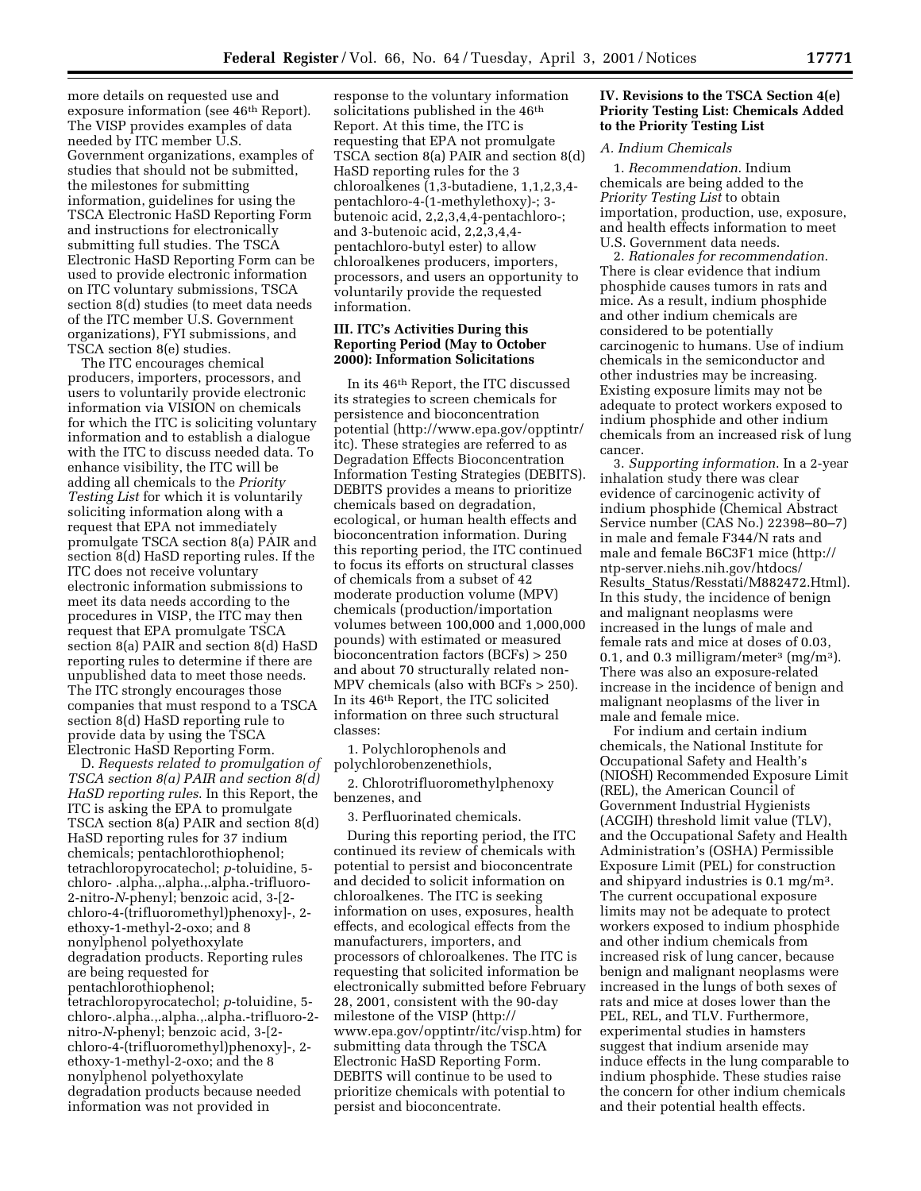more details on requested use and exposure information (see 46th Report). The VISP provides examples of data needed by ITC member U.S. Government organizations, examples of studies that should not be submitted, the milestones for submitting information, guidelines for using the TSCA Electronic HaSD Reporting Form and instructions for electronically submitting full studies. The TSCA Electronic HaSD Reporting Form can be used to provide electronic information on ITC voluntary submissions, TSCA section 8(d) studies (to meet data needs of the ITC member U.S. Government organizations), FYI submissions, and TSCA section 8(e) studies.

The ITC encourages chemical producers, importers, processors, and users to voluntarily provide electronic information via VISION on chemicals for which the ITC is soliciting voluntary information and to establish a dialogue with the ITC to discuss needed data. To enhance visibility, the ITC will be adding all chemicals to the *Priority Testing List* for which it is voluntarily soliciting information along with a request that EPA not immediately promulgate TSCA section 8(a) PAIR and section 8(d) HaSD reporting rules. If the ITC does not receive voluntary electronic information submissions to meet its data needs according to the procedures in VISP, the ITC may then request that EPA promulgate TSCA section 8(a) PAIR and section 8(d) HaSD reporting rules to determine if there are unpublished data to meet those needs. The ITC strongly encourages those companies that must respond to a TSCA section 8(d) HaSD reporting rule to provide data by using the TSCA Electronic HaSD Reporting Form.

D. *Requests related to promulgation of TSCA section 8(a) PAIR and section 8(d) HaSD reporting rules*. In this Report, the ITC is asking the EPA to promulgate TSCA section 8(a) PAIR and section 8(d) HaSD reporting rules for 37 indium chemicals; pentachlorothiophenol; tetrachloropyrocatechol; *p*-toluidine, 5-chloro- .alpha.,.alpha.,.alpha.-trifluoro-2-nitro-*N*-phenyl; benzoic acid, 3-[2-chloro-4-(trifluoromethyl)phenoxy]-, 2-ethoxy-1-methyl-2-oxo; and 8 nonylphenol polyethoxylate degradation products. Reporting rules are being requested for pentachlorothiophenol; tetrachloropyrocatechol; *p*-toluidine, 5-chloro-.alpha.,.alpha.,.alpha.-trifluoro-2-nitro-*N*-phenyl; benzoic acid, 3-[2-chloro-4-(trifluoromethyl)phenoxy]-, 2-ethoxy-1-methyl-2-oxo; and the 8 nonylphenol polyethoxylate degradation products because needed information was not provided in response to the voluntary information solicitations published in the 46th Report. At this time, the ITC is requesting that EPA not promulgate TSCA section 8(a) PAIR and section 8(d) HaSD reporting rules for the 3 chloroalkenes (1,3-butadiene, 1,1,2,3,4-pentachloro-4-(1-methylethoxy)-; 3-butenoic acid, 2,2,3,4,4-pentachloro-; and 3-butenoic acid, 2,2,3,4,4-pentachloro-butyl ester) to allow chloroalkenes producers, importers, processors, and users an opportunity to voluntarily provide the requested information.

## III. ITC's Activities During this Reporting Period (May to October 2000): Information Solicitations

In its 46th Report, the ITC discussed its strategies to screen chemicals for persistence and bioconcentration potential (http://www.epa.gov/opptintr/itc). These strategies are referred to as Degradation Effects Bioconcentration Information Testing Strategies (DEBITS). DEBITS provides a means to prioritize chemicals based on degradation, ecological, or human health effects and bioconcentration information. During this reporting period, the ITC continued to focus its efforts on structural classes of chemicals from a subset of 42 moderate production volume (MPV) chemicals (production/importation volumes between 100,000 and 1,000,000 pounds) with estimated or measured bioconcentration factors (BCFs) > 250 and about 70 structurally related non-MPV chemicals (also with BCFs > 250). In its 46th Report, the ITC solicited information on three such structural classes:

1. Polychlorophenols and polychlorobenzenethiols,

2. Chlorotrifluoromethylphenoxy benzenes, and

3. Perfluorinated chemicals.

During this reporting period, the ITC continued its review of chemicals with potential to persist and bioconcentrate and decided to solicit information on chloroalkenes. The ITC is seeking information on uses, exposures, health effects, and ecological effects from the manufacturers, importers, and processors of chloroalkenes. The ITC is requesting that solicited information be electronically submitted before February 28, 2001, consistent with the 90-day milestone of the VISP (http://www.epa.gov/opptintr/itc/visp.htm) for submitting data through the TSCA Electronic HaSD Reporting Form. DEBITS will continue to be used to prioritize chemicals with potential to persist and bioconcentrate.

## IV. Revisions to the TSCA Section 4(e) Priority Testing List: Chemicals Added to the Priority Testing List

### *A. Indium Chemicals*

1. *Recommendation*. Indium chemicals are being added to the *Priority Testing List* to obtain importation, production, use, exposure, and health effects information to meet U.S. Government data needs.

2. *Rationales for recommendation*. There is clear evidence that indium phosphide causes tumors in rats and mice. As a result, indium phosphide and other indium chemicals are considered to be potentially carcinogenic to humans. Use of indium chemicals in the semiconductor and other industries may be increasing. Existing exposure limits may not be adequate to protect workers exposed to indium phosphide and other indium chemicals from an increased risk of lung cancer.

3. *Supporting information*. In a 2-year inhalation study there was clear evidence of carcinogenic activity of indium phosphide (Chemical Abstract Service number (CAS No.) 22398–80–7) in male and female F344/N rats and male and female B6C3F1 mice (http://ntp-server.niehs.nih.gov/htdocs/Results_Status/Resstati/M882472.Html). In this study, the incidence of benign and malignant neoplasms were increased in the lungs of male and female rats and mice at doses of 0.03, 0.1, and 0.3 milligram/meter$^3$ (mg/m$^3$). There was also an exposure-related increase in the incidence of benign and malignant neoplasms of the liver in male and female mice.

For indium and certain indium chemicals, the National Institute for Occupational Safety and Health's (NIOSH) Recommended Exposure Limit (REL), the American Council of Government Industrial Hygienists (ACGIH) threshold limit value (TLV), and the Occupational Safety and Health Administration's (OSHA) Permissible Exposure Limit (PEL) for construction and shipyard industries is 0.1 mg/m$^3$. The current occupational exposure limits may not be adequate to protect workers exposed to indium phosphide and other indium chemicals from increased risk of lung cancer, because benign and malignant neoplasms were increased in the lungs of both sexes of rats and mice at doses lower than the PEL, REL, and TLV. Furthermore, experimental studies in hamsters suggest that indium arsenide may induce effects in the lung comparable to indium phosphide. These studies raise the concern for other indium chemicals and their potential health effects.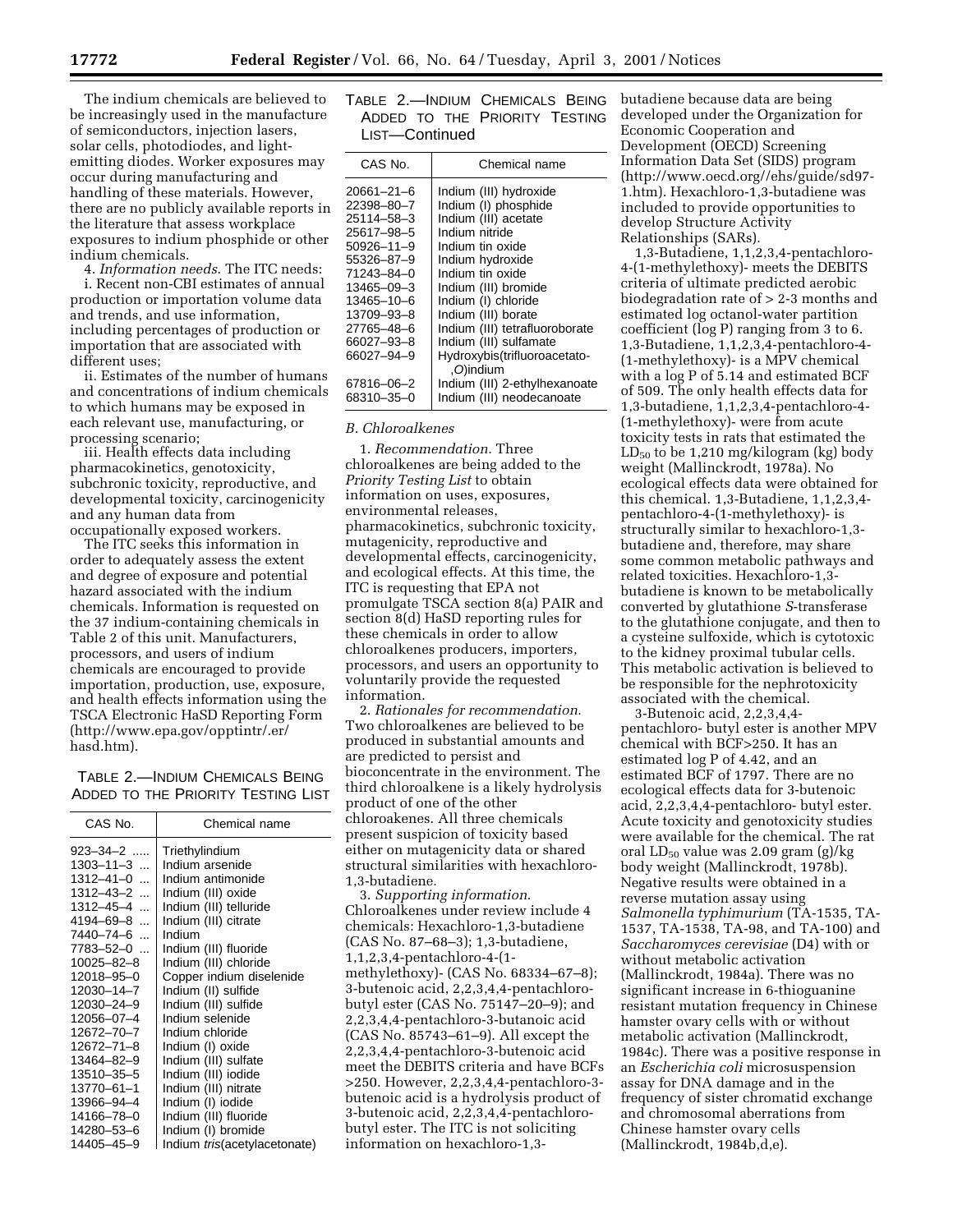The indium chemicals are believed to be increasingly used in the manufacture of semiconductors, injection lasers, solar cells, photodiodes, and light-emitting diodes. Worker exposures may occur during manufacturing and handling of these materials. However, there are no publicly available reports in the literature that assess workplace exposures to indium phosphide or other indium chemicals.

4. *Information needs*. The ITC needs:

i. Recent non-CBI estimates of annual production or importation volume data and trends, and use information, including percentages of production or importation that are associated with different uses;

ii. Estimates of the number of humans and concentrations of indium chemicals to which humans may be exposed in each relevant use, manufacturing, or processing scenario;

iii. Health effects data including pharmacokinetics, genotoxicity, subchronic toxicity, reproductive, and developmental toxicity, carcinogenicity and any human data from occupationally exposed workers.

The ITC seeks this information in order to adequately assess the extent and degree of exposure and potential hazard associated with the indium chemicals. Information is requested on the 37 indium-containing chemicals in Table 2 of this unit. Manufacturers, processors, and users of indium chemicals are encouraged to provide importation, production, use, exposure, and health effects information using the TSCA Electronic HaSD Reporting Form (http://www.epa.gov/opptintr/.er/hasd.htm).

TABLE 2.—INDIUM CHEMICALS BEING ADDED TO THE PRIORITY TESTING LIST

| CAS No. | Chemical name |
|---|---|
| 923–34–2 | Triethylindium |
| 1303–11–3 | Indium arsenide |
| 1312–41–0 | Indium antimonide |
| 1312–43–2 | Indium (III) oxide |
| 1312–45–4 | Indium (III) telluride |
| 4194–69–8 | Indium (III) citrate |
| 7440–74–6 | Indium |
| 7783–52–0 | Indium (III) fluoride |
| 10025–82–8 | Indium (III) chloride |
| 12018–95–0 | Copper indium diselenide |
| 12030–14–7 | Indium (II) sulfide |
| 12030–24–9 | Indium (III) sulfide |
| 12056–07–4 | Indium selenide |
| 12672–70–7 | Indium chloride |
| 12672–71–8 | Indium (I) oxide |
| 13464–82–9 | Indium (III) sulfate |
| 13510–35–5 | Indium (III) iodide |
| 13770–61–1 | Indium (III) nitrate |
| 13966–94–4 | Indium (I) iodide |
| 14166–78–0 | Indium (III) fluoride |
| 14280–53–6 | Indium (I) bromide |
| 14405–45–9 | Indium *tris*(acetylacetonate) |
| 20661–21–6 | Indium (III) hydroxide |
| 22398–80–7 | Indium (I) phosphide |
| 25114–58–3 | Indium (III) acetate |
| 25617–98–5 | Indium nitride |
| 50926–11–9 | Indium tin oxide |
| 55326–87–9 | Indium hydroxide |
| 71243–84–0 | Indium tin oxide |
| 13465–09–3 | Indium (III) bromide |
| 13465–10–6 | Indium (I) chloride |
| 13709–93–8 | Indium (III) borate |
| 27765–48–6 | Indium (III) tetrafluoroborate |
| 66027–93–8 | Indium (III) sulfamate |
| 66027–94–9 | Hydroxybis(trifluoroacetato-,O)indium |
| 67816–06–2 | Indium (III) 2-ethylhexanoate |
| 68310–35–0 | Indium (III) neodecanoate |

*B. Chloroalkenes*

1. *Recommendation*. Three chloroalkenes are being added to the *Priority Testing List* to obtain information on uses, exposures, environmental releases, pharmacokinetics, subchronic toxicity, mutagenicity, reproductive and developmental effects, carcinogenicity, and ecological effects. At this time, the ITC is requesting that EPA not promulgate TSCA section 8(a) PAIR and section 8(d) HaSD reporting rules for these chemicals in order to allow chloroalkenes producers, importers, processors, and users an opportunity to voluntarily provide the requested information.

2. *Rationales for recommendation*. Two chloroalkenes are believed to be produced in substantial amounts and are predicted to persist and bioconcentrate in the environment. The third chloroalkene is a likely hydrolysis product of one of the other chloroakenes. All three chemicals present suspicion of toxicity based either on mutagenicity data or shared structural similarities with hexachloro-1,3-butadiene.

3. *Supporting information*. Chloroalkenes under review include 4 chemicals: Hexachloro-1,3-butadiene (CAS No. 87–68–3); 1,3-butadiene, 1,1,2,3,4-pentachloro-4-(1-methylethoxy)- (CAS No. 68334–67–8); 3-butenoic acid, 2,2,3,4,4-pentachloro-butyl ester (CAS No. 75147–20–9); and 2,2,3,4,4-pentachloro-3-butanoic acid (CAS No. 85743–61–9). All except the 2,2,3,4,4-pentachloro-3-butenoic acid meet the DEBITS criteria and have BCFs >250. However, 2,2,3,4,4-pentachloro-3-butenoic acid is a hydrolysis product of 3-butenoic acid, 2,2,3,4,4-pentachloro-butyl ester. The ITC is not soliciting information on hexachloro-1,3-butadiene because data are being developed under the Organization for Economic Cooperation and Development (OECD) Screening Information Data Set (SIDS) program (http://www.oecd.org//ehs/guide/sd97-1.htm). Hexachloro-1,3-butadiene was included to provide opportunities to develop Structure Activity Relationships (SARs).

1,3-Butadiene, 1,1,2,3,4-pentachloro-4-(1-methylethoxy)- meets the DEBITS criteria of ultimate predicted aerobic biodegradation rate of > 2-3 months and estimated log octanol-water partition coefficient (log P) ranging from 3 to 6. 1,3-Butadiene, 1,1,2,3,4-pentachloro-4-(1-methylethoxy)- is a MPV chemical with a log P of 5.14 and estimated BCF of 509. The only health effects data for 1,3-butadiene, 1,1,2,3,4-pentachloro-4-(1-methylethoxy)- were from acute toxicity tests in rats that estimated the $LD_{50}$ to be 1,210 mg/kilogram (kg) body weight (Mallinckrodt, 1978a). No ecological effects data were obtained for this chemical. 1,3-Butadiene, 1,1,2,3,4-pentachloro-4-(1-methylethoxy)- is structurally similar to hexachloro-1,3-butadiene and, therefore, may share some common metabolic pathways and related toxicities. Hexachloro-1,3-butadiene is known to be metabolically converted by glutathione *S*-transferase to the glutathione conjugate, and then to a cysteine sulfoxide, which is cytotoxic to the kidney proximal tubular cells. This metabolic activation is believed to be responsible for the nephrotoxicity associated with the chemical.

3-Butenoic acid, 2,2,3,4,4-pentachloro- butyl ester is another MPV chemical with BCF>250. It has an estimated log P of 4.42, and an estimated BCF of 1797. There are no ecological effects data for 3-butenoic acid, 2,2,3,4,4-pentachloro- butyl ester. Acute toxicity and genotoxicity studies were available for the chemical. The rat oral $LD_{50}$ value was 2.09 gram (g)/kg body weight (Mallinckrodt, 1978b). Negative results were obtained in a reverse mutation assay using *Salmonella typhimurium* (TA-1535, TA-1537, TA-1538, TA-98, and TA-100) and *Saccharomyces cerevisiae* (D4) with or without metabolic activation (Mallinckrodt, 1984a). There was no significant increase in 6-thioguanine resistant mutation frequency in Chinese hamster ovary cells with or without metabolic activation (Mallinckrodt, 1984c). There was a positive response in an *Escherichia coli* microsuspension assay for DNA damage and in the frequency of sister chromatid exchange and chromosomal aberrations from Chinese hamster ovary cells (Mallinckrodt, 1984b,d,e).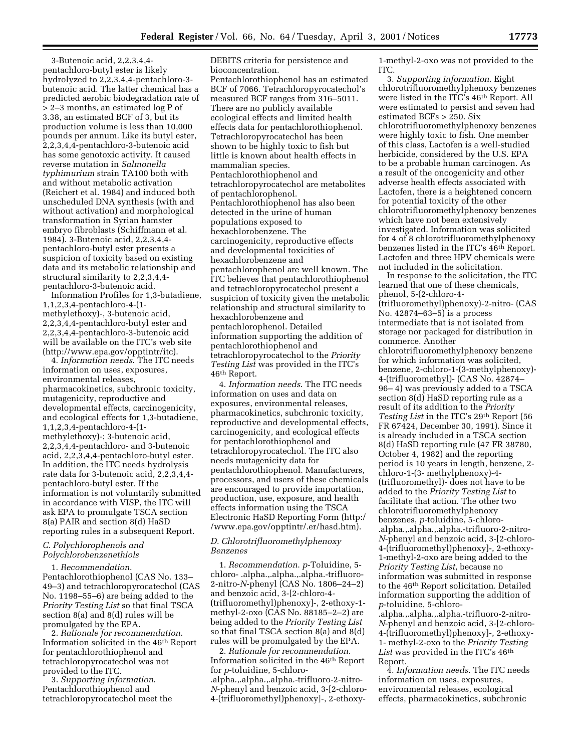3-Butenoic acid, 2,2,3,4,4-pentachloro-butyl ester is likely hydrolyzed to 2,2,3,4,4-pentachloro-3-butenoic acid. The latter chemical has a predicted aerobic biodegradation rate of > 2–3 months, an estimated log P of 3.38, an estimated BCF of 3, but its production volume is less than 10,000 pounds per annum. Like its butyl ester, 2,2,3,4,4-pentachloro-3-butenoic acid has some genotoxic activity. It caused reverse mutation in *Salmonella typhimurium* strain TA100 both with and without metabolic activation (Reichert et al. 1984) and induced both unscheduled DNA synthesis (with and without activation) and morphological transformation in Syrian hamster embryo fibroblasts (Schiffmann et al. 1984). 3-Butenoic acid, 2,2,3,4,4-pentachloro-butyl ester presents a suspicion of toxicity based on existing data and its metabolic relationship and structural similarity to 2,2,3,4,4-pentachloro-3-butenoic acid.

Information Profiles for 1,3-butadiene, 1,1,2,3,4-pentachloro-4-(1-methylethoxy)-, 3-butenoic acid, 2,2,3,4,4-pentachloro-butyl ester and 2,2,3,4,4-pentachloro-3-butenoic acid will be available on the ITC's web site (http://www.epa.gov/opptintr/itc).

4. *Information needs*. The ITC needs information on uses, exposures, environmental releases, pharmacokinetics, subchronic toxicity, mutagenicity, reproductive and developmental effects, carcinogenicity, and ecological effects for 1,3-butadiene, 1,1,2,3,4-pentachloro-4-(1-methylethoxy)-; 3-butenoic acid, 2,2,3,4,4-pentachloro- and 3-butenoic acid, 2,2,3,4,4-pentachloro-butyl ester. In addition, the ITC needs hydrolysis rate data for 3-butenoic acid, 2,2,3,4,4-pentachloro-butyl ester. If the information is not voluntarily submitted in accordance with VISP, the ITC will ask EPA to promulgate TSCA section 8(a) PAIR and section 8(d) HaSD reporting rules in a subsequent Report.

### *C. Polychlorophenols and Polychlorobenzenethiols*

1. *Recommendation*. Pentachlorothiophenol (CAS No. 133–49–3) and tetrachloropyrocatechol (CAS No. 1198–55–6) are being added to the *Priority Testing List* so that final TSCA section 8(a) and 8(d) rules will be promulgated by the EPA.

2. *Rationale for recommendation*. Information solicited in the 46th Report for pentachlorothiophenol and tetrachloropyrocatechol was not provided to the ITC.

3. *Supporting information*. Pentachlorothiophenol and tetrachloropyrocatechol meet the DEBITS criteria for persistence and bioconcentration. Pentachlorothiophenol has an estimated BCF of 7066. Tetrachloropyrocatechol's measured BCF ranges from 316–5011. There are no publicly available ecological effects and limited health effects data for pentachlorothiophenol. Tetrachloropyrocatechol has been shown to be highly toxic to fish but little is known about health effects in mammalian species. Pentachlorothiophenol and tetrachloropyrocatechol are metabolites of pentachlorophenol. Pentachlorothiophenol has also been detected in the urine of human populations exposed to hexachlorobenzene. The carcinogenicity, reproductive effects and developmental toxicities of hexachlorobenzene and pentachlorophenol are well known. The ITC believes that pentachlorothiophenol and tetrachloropyrocatechol present a suspicion of toxicity given the metabolic relationship and structural similarity to hexachlorobenzene and pentachlorophenol. Detailed information supporting the addition of pentachlorothiophenol and tetrachloropyrocatechol to the *Priority Testing List* was provided in the ITC's 46th Report.

4. *Information needs*. The ITC needs information on uses and data on exposures, environmental releases, pharmacokinetics, subchronic toxicity, reproductive and developmental effects, carcinogenicity, and ecological effects for pentachlorothiophenol and tetrachloropyrocatechol. The ITC also needs mutagenicity data for pentachlorothiophenol. Manufacturers, processors, and users of these chemicals are encouraged to provide importation, production, use, exposure, and health effects information using the TSCA Electronic HaSD Reporting Form (http://www.epa.gov/opptintr/.er/hasd.htm).

### *D. Chlorotrifluoromethylphenoxy Benzenes*

1. *Recommendation*. *p*-Toluidine, 5-chloro- .alpha.,.alpha.,.alpha.-trifluoro-2-nitro-*N*-phenyl (CAS No. 1806–24–2) and benzoic acid, 3-[2-chloro-4-(trifluoromethyl)phenoxy]-, 2-ethoxy-1-methyl-2-oxo (CAS No. 88185–2–2) are being added to the *Priority Testing List* so that final TSCA section 8(a) and 8(d) rules will be promulgated by the EPA.

2. *Rationale for recommendation*. Information solicited in the 46th Report for *p*-toluidine, 5-chloro-.alpha.,.alpha.,.alpha.-trifluoro-2-nitro-*N*-phenyl and benzoic acid, 3-[2-chloro-4-(trifluoromethyl)phenoxy]-, 2-ethoxy-1-methyl-2-oxo was not provided to the ITC.

3. *Supporting information*. Eight chlorotrifluoromethylphenoxy benzenes were listed in the ITC's 46th Report. All were estimated to persist and seven had estimated BCFs > 250. Six chlorotrifluoromethylphenoxy benzenes were highly toxic to fish. One member of this class, Lactofen is a well-studied herbicide, considered by the U.S. EPA to be a probable human carcinogen. As a result of the oncogenicity and other adverse health effects associated with Lactofen, there is a heightened concern for potential toxicity of the other chlorotrifluoromethylphenoxy benzenes which have not been extensively investigated. Information was solicited for 4 of 8 chlorotrifluoromethylphenoxy benzenes listed in the ITC's 46th Report. Lactofen and three HPV chemicals were not included in the solicitation.

In response to the solicitation, the ITC learned that one of these chemicals, phenol, 5-(2-chloro-4-(trifluoromethyl)phenoxy)-2-nitro- (CAS No. 42874–63–5) is a process intermediate that is not isolated from storage nor packaged for distribution in commerce. Another chlorotrifluoromethylphenoxy benzene for which information was solicited, benzene, 2-chloro-1-(3-methylphenoxy)-4-(trifluoromethyl)- (CAS No. 42874–96–4) was previously added to a TSCA section 8(d) HaSD reporting rule as a result of its addition to the *Priority Testing List* in the ITC's 29th Report (56 FR 67424, December 30, 1991). Since it is already included in a TSCA section 8(d) HaSD reporting rule (47 FR 38780, October 4, 1982) and the reporting period is 10 years in length, benzene, 2-chloro-1-(3- methylphenoxy)-4-(trifluoromethyl)- does not have to be added to the *Priority Testing List* to facilitate that action. The other two chlorotrifluoromethylphenoxy benzenes, *p*-toluidine, 5-chloro-.alpha.,.alpha.,.alpha.-trifluoro-2-nitro-*N*-phenyl and benzoic acid, 3-[2-chloro-4-(trifluoromethyl)phenoxy]-, 2-ethoxy-1-methyl-2-oxo are being added to the *Priority Testing List*, because no information was submitted in response to the 46th Report solicitation. Detailed information supporting the addition of *p*-toluidine, 5-chloro-.alpha.,.alpha.,.alpha.-trifluoro-2-nitro-*N*-phenyl and benzoic acid, 3-[2-chloro-4-(trifluoromethyl)phenoxy]-, 2-ethoxy-1- methyl-2-oxo to the *Priority Testing List* was provided in the ITC's 46th Report.

4. *Information needs*. The ITC needs information on uses, exposures, environmental releases, ecological effects, pharmacokinetics, subchronic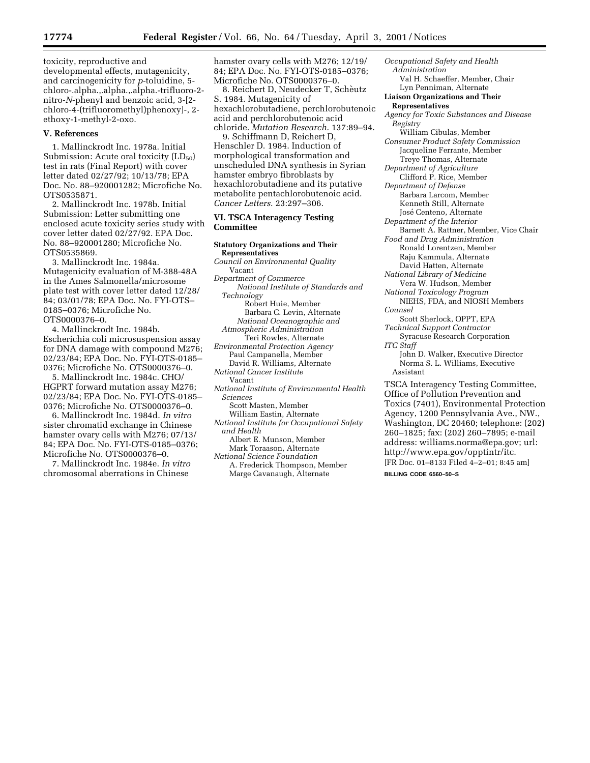toxicity, reproductive and developmental effects, mutagenicity, and carcinogenicity for *p*-toluidine, 5-chloro-.alpha.,.alpha.,.alpha.-trifluoro-2-nitro-*N*-phenyl and benzoic acid, 3-[2-chloro-4-(trifluoromethyl)phenoxy]-, 2-ethoxy-1-methyl-2-oxo.

### V. References

1. Mallinckrodt Inc. 1978a. Initial Submission: Acute oral toxicity ($LD_{50}$) test in rats (Final Report) with cover letter dated 02/27/92; 10/13/78; EPA Doc. No. 88–920001282; Microfiche No. OTS0535871.

2. Mallinckrodt Inc. 1978b. Initial Submission: Letter submitting one enclosed acute toxicity series study with cover letter dated 02/27/92. EPA Doc. No. 88–920001280; Microfiche No. OTS0535869.

3. Mallinckrodt Inc. 1984a. Mutagenicity evaluation of M-388-48A in the Ames Salmonella/microsome plate test with cover letter dated 12/28/84; 03/01/78; EPA Doc. No. FYI-OTS–0185–0376; Microfiche No. OTS0000376–0.

4. Mallinckrodt Inc. 1984b. Escherichia coli microsuspension assay for DNA damage with compound M276; 02/23/84; EPA Doc. No. FYI-OTS-0185–0376; Microfiche No. OTS0000376–0.

5. Mallinckrodt Inc. 1984c. CHO/HGPRT forward mutation assay M276; 02/23/84; EPA Doc. No. FYI-OTS-0185–0376; Microfiche No. OTS0000376–0.

6. Mallinckrodt Inc. 1984d. *In vitro* sister chromatid exchange in Chinese hamster ovary cells with M276; 07/13/84; EPA Doc. No. FYI-OTS-0185–0376; Microfiche No. OTS0000376–0.

7. Mallinckrodt Inc. 1984e. *In vitro* chromosomal aberrations in Chinese hamster ovary cells with M276; 12/19/84; EPA Doc. No. FYI-OTS-0185–0376; Microfiche No. OTS0000376–0.

8. Reichert D, Neudecker T, Schèutz S. 1984. Mutagenicity of hexachlorobutadiene, perchlorobutenoic acid and perchlorobutenoic acid chloride. *Mutation Research.* 137:89–94.

9. Schiffmann D, Reichert D, Henschler D. 1984. Induction of morphological transformation and unscheduled DNA synthesis in Syrian hamster embryo fibroblasts by hexachlorobutadiene and its putative metabolite pentachlorobutenoic acid. *Cancer Letters.* 23:297–306.

### VI. TSCA Interagency Testing Committee

**Statutory Organizations and Their Representatives**

*Council on Environmental Quality*
Vacant

*Department of Commerce*
*National Institute of Standards and Technology*
Robert Huie, Member
Barbara C. Levin, Alternate
*National Oceanographic and Atmospheric Administration*
Teri Rowles, Alternate

*Environmental Protection Agency*
Paul Campanella, Member
David R. Williams, Alternate

*National Cancer Institute*
Vacant

*National Institute of Environmental Health Sciences*
Scott Masten, Member
William Eastin, Alternate

*National Institute for Occupational Safety and Health*
Albert E. Munson, Member
Mark Toraason, Alternate

*National Science Foundation*
A. Frederick Thompson, Member
Marge Cavanaugh, Alternate

*Occupational Safety and Health Administration*
Val H. Schaeffer, Member, Chair
Lyn Penniman, Alternate

**Liaison Organizations and Their Representatives**

*Agency for Toxic Substances and Disease Registry*
William Cibulas, Member

*Consumer Product Safety Commission*
Jacqueline Ferrante, Member
Treye Thomas, Alternate

*Department of Agriculture*
Clifford P. Rice, Member

*Department of Defense*
Barbara Larcom, Member
Kenneth Still, Alternate
José Centeno, Alternate

*Department of the Interior*
Barnett A. Rattner, Member, Vice Chair

*Food and Drug Administration*
Ronald Lorentzen, Member
Raju Kammula, Alternate
David Hatten, Alternate

*National Library of Medicine*
Vera W. Hudson, Member

*National Toxicology Program*
NIEHS, FDA, and NIOSH Members

*Counsel*
Scott Sherlock, OPPT, EPA

*Technical Support Contractor*
Syracuse Research Corporation

*ITC Staff*
John D. Walker, Executive Director
Norma S. L. Williams, Executive Assistant

TSCA Interagency Testing Committee, Office of Pollution Prevention and Toxics (7401), Environmental Protection Agency, 1200 Pennsylvania Ave., NW., Washington, DC 20460; telephone: (202) 260–1825; fax: (202) 260–7895; e-mail address: williams.norma@epa.gov; url: http://www.epa.gov/opptintr/itc.

[FR Doc. 01–8133 Filed 4–2–01; 8:45 am]

**BILLING CODE 6560–50–S**